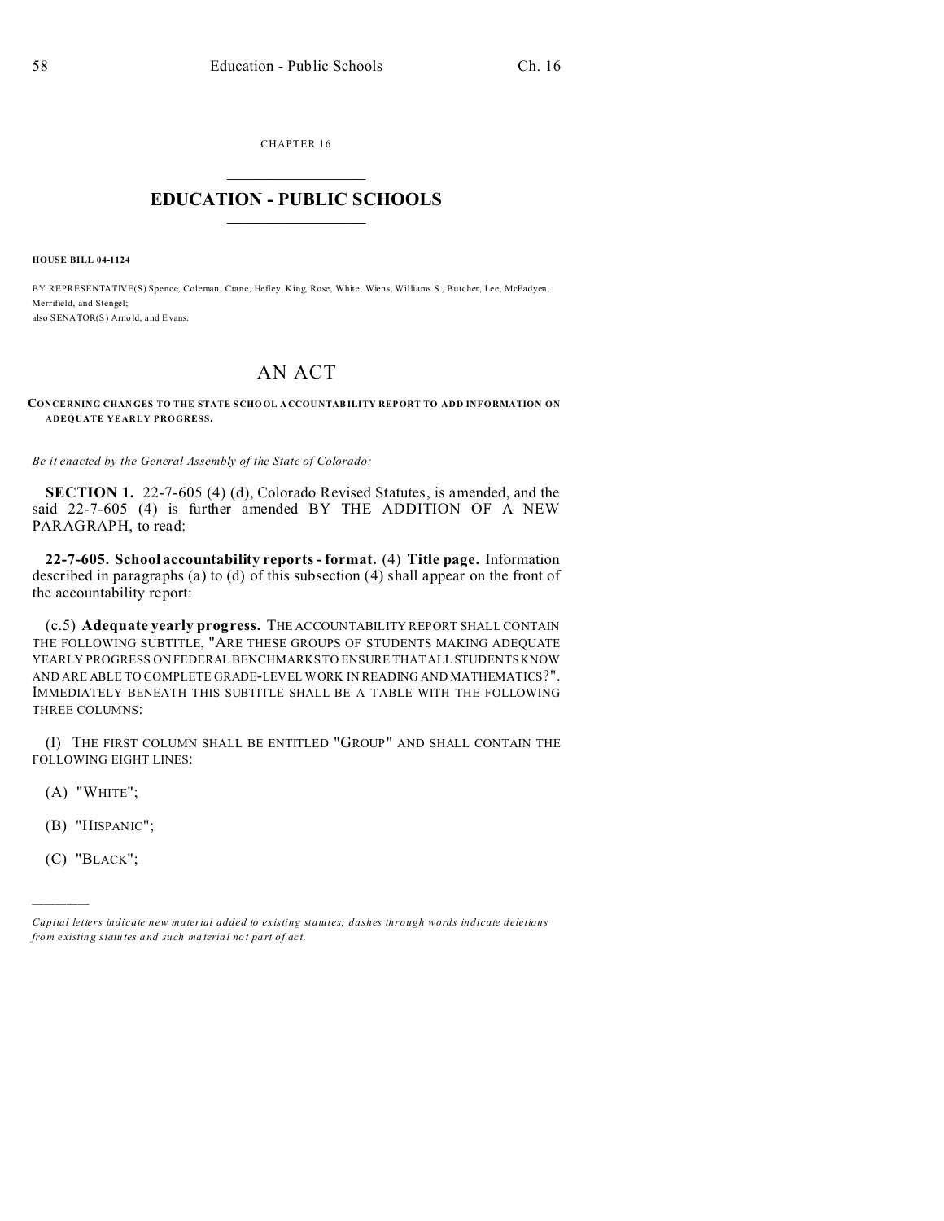CHAPTER 16

# EDUCATION - PUBLIC SCHOOLS

**HOUSE BILL 04-1124**

BY REPRESENTATIVE(S) Spence, Coleman, Crane, Hefley, King, Rose, White, Wiens, Williams S., Butcher, Lee, McFadyen, Merrifield, and Stengel;
also SENATOR(S) Arnold, and Evans.

## AN ACT

**CONCERNING CHANGES TO THE STATE SCHOOL ACCOUNTABILITY REPORT TO ADD INFORMATION ON ADEQUATE YEARLY PROGRESS.**

*Be it enacted by the General Assembly of the State of Colorado:*

**SECTION 1.** 22-7-605 (4) (d), Colorado Revised Statutes, is amended, and the said 22-7-605 (4) is further amended BY THE ADDITION OF A NEW PARAGRAPH, to read:

**22-7-605. School accountability reports - format.** (4) **Title page.** Information described in paragraphs (a) to (d) of this subsection (4) shall appear on the front of the accountability report:

(c.5) **Adequate yearly progress.** THE ACCOUNTABILITY REPORT SHALL CONTAIN THE FOLLOWING SUBTITLE, "ARE THESE GROUPS OF STUDENTS MAKING ADEQUATE YEARLY PROGRESS ON FEDERAL BENCHMARKS TO ENSURE THAT ALL STUDENTS KNOW AND ARE ABLE TO COMPLETE GRADE-LEVEL WORK IN READING AND MATHEMATICS?". IMMEDIATELY BENEATH THIS SUBTITLE SHALL BE A TABLE WITH THE FOLLOWING THREE COLUMNS:

(I) THE FIRST COLUMN SHALL BE ENTITLED "GROUP" AND SHALL CONTAIN THE FOLLOWING EIGHT LINES:

(A) "WHITE";

(B) "HISPANIC";

(C) "BLACK";

---

*Capital letters indicate new material added to existing statutes; dashes through words indicate deletions from existing statutes and such material not part of act.*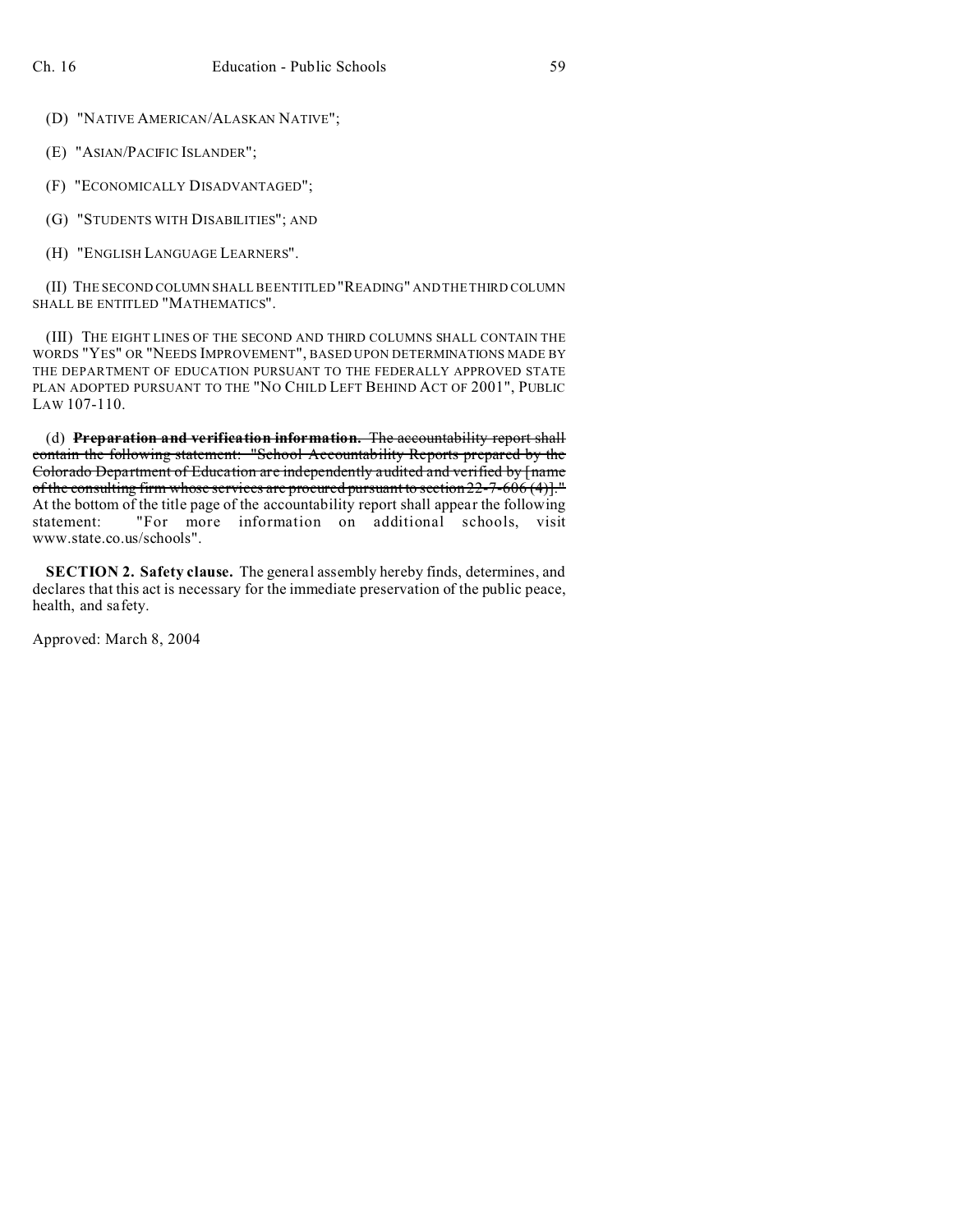(D) "NATIVE AMERICAN/ALASKAN NATIVE";

(E) "ASIAN/PACIFIC ISLANDER";

(F) "ECONOMICALLY DISADVANTAGED";

(G) "STUDENTS WITH DISABILITIES"; AND

(H) "ENGLISH LANGUAGE LEARNERS".

(II) THE SECOND COLUMN SHALL BE ENTITLED "READING" AND THE THIRD COLUMN SHALL BE ENTITLED "MATHEMATICS".

(III) THE EIGHT LINES OF THE SECOND AND THIRD COLUMNS SHALL CONTAIN THE WORDS "YES" OR "NEEDS IMPROVEMENT", BASED UPON DETERMINATIONS MADE BY THE DEPARTMENT OF EDUCATION PURSUANT TO THE FEDERALLY APPROVED STATE PLAN ADOPTED PURSUANT TO THE "NO CHILD LEFT BEHIND ACT OF 2001", PUBLIC LAW 107-110.

(d) ~~**Preparation and verification information.** The accountability report shall contain the following statement: "School Accountability Reports prepared by the Colorado Department of Education are independently audited and verified by [name of the consulting firm whose services are procured pursuant to section 22-7-606 (4)]."~~ At the bottom of the title page of the accountability report shall appear the following statement: "For more information on additional schools, visit www.state.co.us/schools".

**SECTION 2. Safety clause.** The general assembly hereby finds, determines, and declares that this act is necessary for the immediate preservation of the public peace, health, and safety.

Approved: March 8, 2004